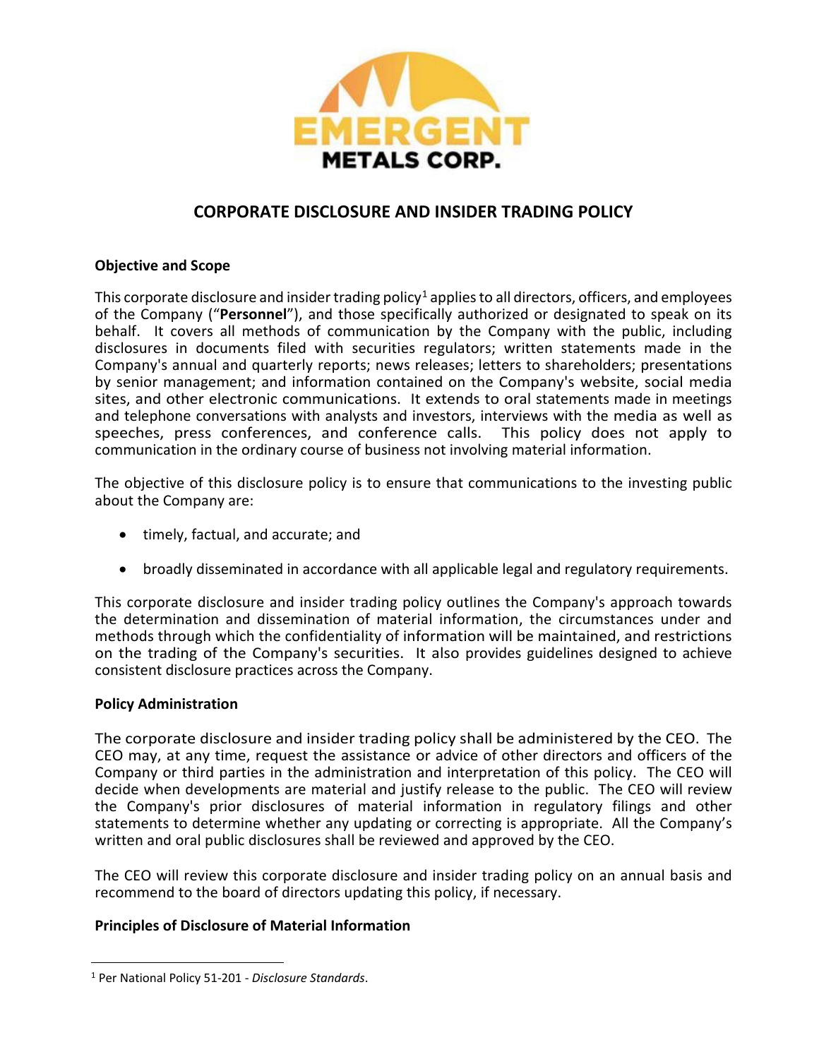EMERGENT METALS CORP.

# CORPORATE DISCLOSURE AND INSIDER TRADING POLICY

**Objective and Scope**

This corporate disclosure and insider trading policy[1] applies to all directors, officers, and employees of the Company ("**Personnel**"), and those specifically authorized or designated to speak on its behalf. It covers all methods of communication by the Company with the public, including disclosures in documents filed with securities regulators; written statements made in the Company's annual and quarterly reports; news releases; letters to shareholders; presentations by senior management; and information contained on the Company's website, social media sites, and other electronic communications. It extends to oral statements made in meetings and telephone conversations with analysts and investors, interviews with the media as well as speeches, press conferences, and conference calls. This policy does not apply to communication in the ordinary course of business not involving material information.

The objective of this disclosure policy is to ensure that communications to the investing public about the Company are:

- timely, factual, and accurate; and
- broadly disseminated in accordance with all applicable legal and regulatory requirements.

This corporate disclosure and insider trading policy outlines the Company's approach towards the determination and dissemination of material information, the circumstances under and methods through which the confidentiality of information will be maintained, and restrictions on the trading of the Company's securities. It also provides guidelines designed to achieve consistent disclosure practices across the Company.

**Policy Administration**

The corporate disclosure and insider trading policy shall be administered by the CEO. The CEO may, at any time, request the assistance or advice of other directors and officers of the Company or third parties in the administration and interpretation of this policy. The CEO will decide when developments are material and justify release to the public. The CEO will review the Company's prior disclosures of material information in regulatory filings and other statements to determine whether any updating or correcting is appropriate. All the Company's written and oral public disclosures shall be reviewed and approved by the CEO.

The CEO will review this corporate disclosure and insider trading policy on an annual basis and recommend to the board of directors updating this policy, if necessary.

**Principles of Disclosure of Material Information**

[1] Per National Policy 51-201 - *Disclosure Standards*.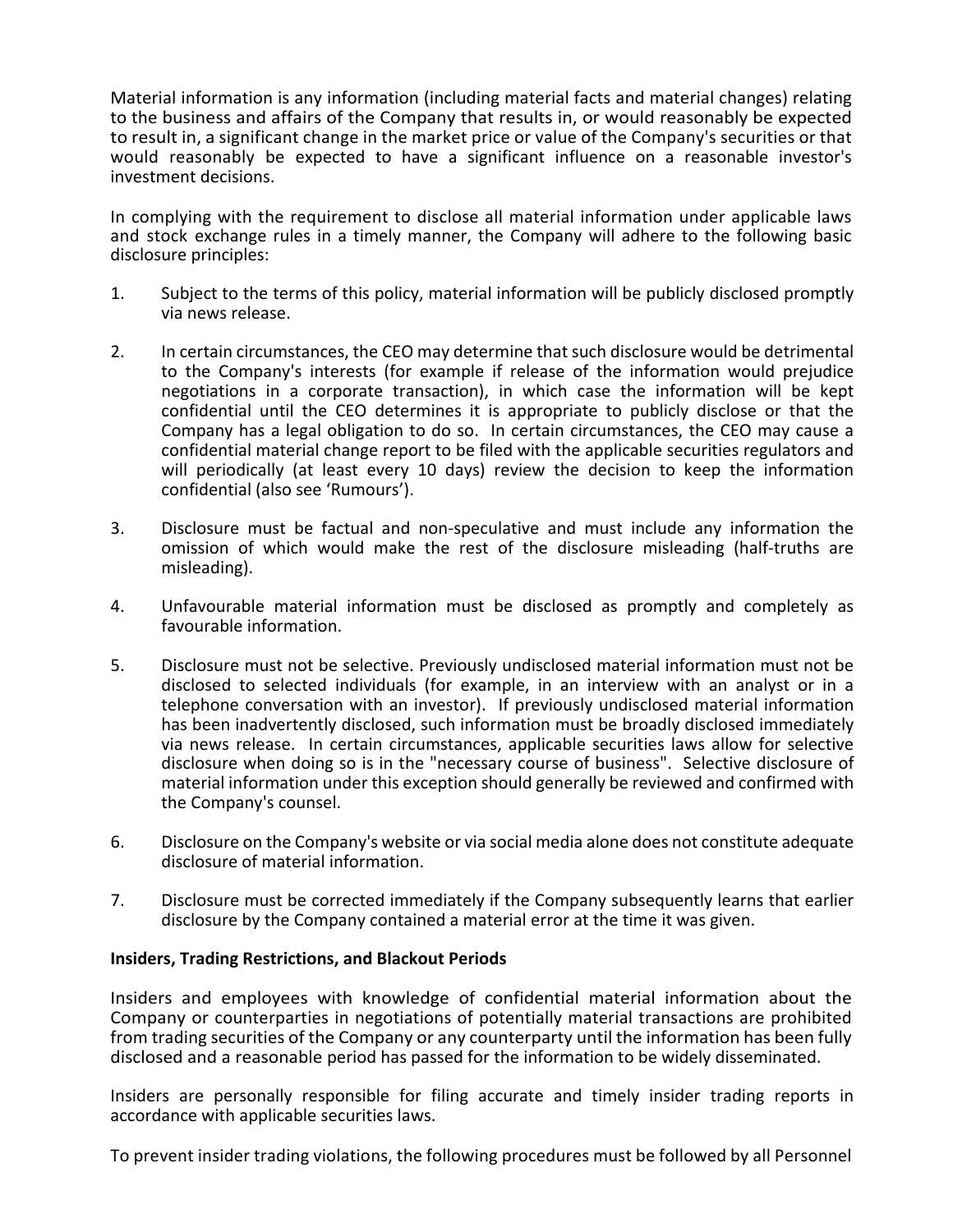Material information is any information (including material facts and material changes) relating to the business and affairs of the Company that results in, or would reasonably be expected to result in, a significant change in the market price or value of the Company's securities or that would reasonably be expected to have a significant influence on a reasonable investor's investment decisions.

In complying with the requirement to disclose all material information under applicable laws and stock exchange rules in a timely manner, the Company will adhere to the following basic disclosure principles:

1. Subject to the terms of this policy, material information will be publicly disclosed promptly via news release.

2. In certain circumstances, the CEO may determine that such disclosure would be detrimental to the Company's interests (for example if release of the information would prejudice negotiations in a corporate transaction), in which case the information will be kept confidential until the CEO determines it is appropriate to publicly disclose or that the Company has a legal obligation to do so. In certain circumstances, the CEO may cause a confidential material change report to be filed with the applicable securities regulators and will periodically (at least every 10 days) review the decision to keep the information confidential (also see 'Rumours').

3. Disclosure must be factual and non-speculative and must include any information the omission of which would make the rest of the disclosure misleading (half-truths are misleading).

4. Unfavourable material information must be disclosed as promptly and completely as favourable information.

5. Disclosure must not be selective. Previously undisclosed material information must not be disclosed to selected individuals (for example, in an interview with an analyst or in a telephone conversation with an investor). If previously undisclosed material information has been inadvertently disclosed, such information must be broadly disclosed immediately via news release. In certain circumstances, applicable securities laws allow for selective disclosure when doing so is in the "necessary course of business". Selective disclosure of material information under this exception should generally be reviewed and confirmed with the Company's counsel.

6. Disclosure on the Company's website or via social media alone does not constitute adequate disclosure of material information.

7. Disclosure must be corrected immediately if the Company subsequently learns that earlier disclosure by the Company contained a material error at the time it was given.

**Insiders, Trading Restrictions, and Blackout Periods**

Insiders and employees with knowledge of confidential material information about the Company or counterparties in negotiations of potentially material transactions are prohibited from trading securities of the Company or any counterparty until the information has been fully disclosed and a reasonable period has passed for the information to be widely disseminated.

Insiders are personally responsible for filing accurate and timely insider trading reports in accordance with applicable securities laws.

To prevent insider trading violations, the following procedures must be followed by all Personnel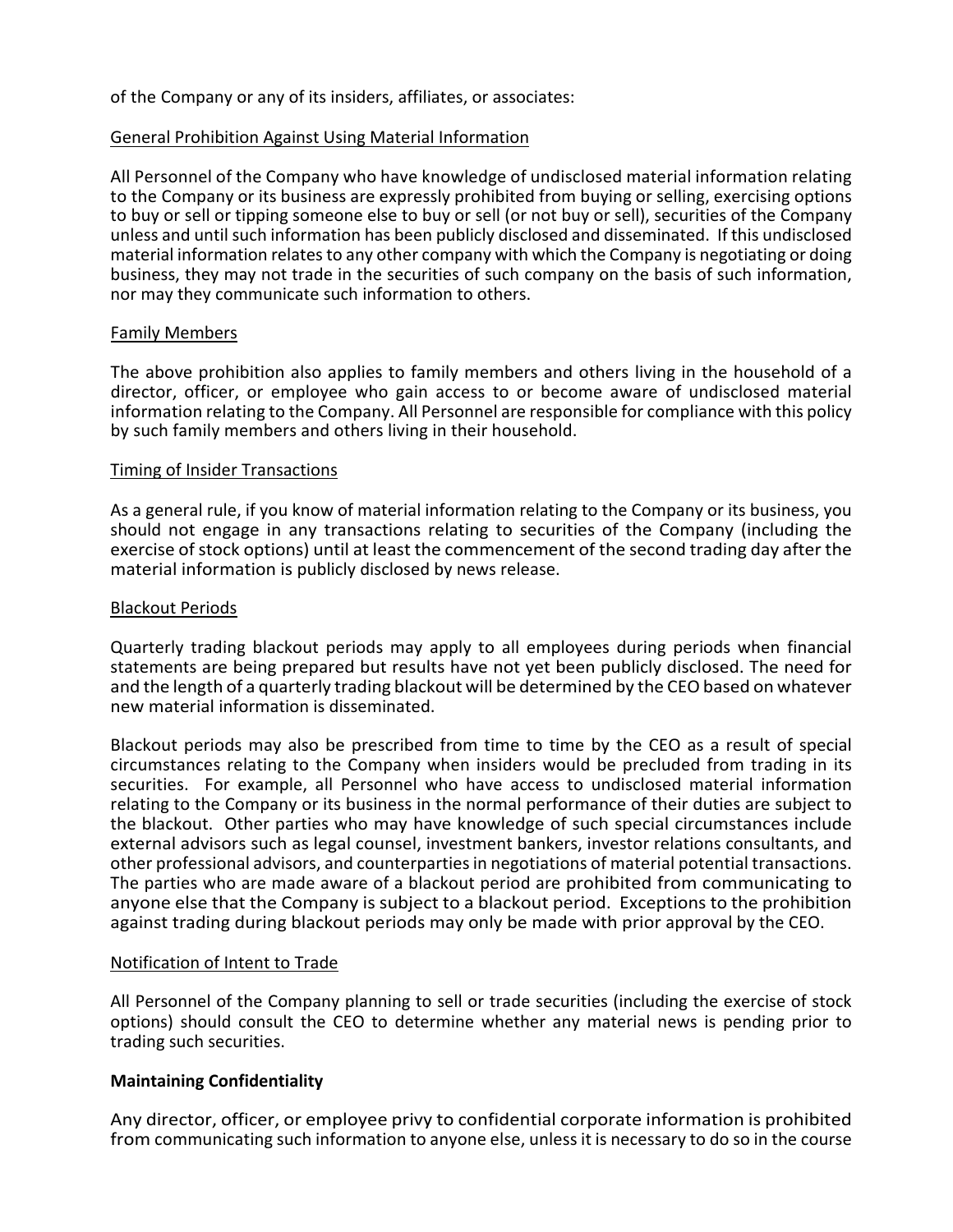of the Company or any of its insiders, affiliates, or associates:

General Prohibition Against Using Material Information

All Personnel of the Company who have knowledge of undisclosed material information relating to the Company or its business are expressly prohibited from buying or selling, exercising options to buy or sell or tipping someone else to buy or sell (or not buy or sell), securities of the Company unless and until such information has been publicly disclosed and disseminated. If this undisclosed material information relates to any other company with which the Company is negotiating or doing business, they may not trade in the securities of such company on the basis of such information, nor may they communicate such information to others.

Family Members

The above prohibition also applies to family members and others living in the household of a director, officer, or employee who gain access to or become aware of undisclosed material information relating to the Company. All Personnel are responsible for compliance with this policy by such family members and others living in their household.

Timing of Insider Transactions

As a general rule, if you know of material information relating to the Company or its business, you should not engage in any transactions relating to securities of the Company (including the exercise of stock options) until at least the commencement of the second trading day after the material information is publicly disclosed by news release.

Blackout Periods

Quarterly trading blackout periods may apply to all employees during periods when financial statements are being prepared but results have not yet been publicly disclosed. The need for and the length of a quarterly trading blackout will be determined by the CEO based on whatever new material information is disseminated.

Blackout periods may also be prescribed from time to time by the CEO as a result of special circumstances relating to the Company when insiders would be precluded from trading in its securities. For example, all Personnel who have access to undisclosed material information relating to the Company or its business in the normal performance of their duties are subject to the blackout. Other parties who may have knowledge of such special circumstances include external advisors such as legal counsel, investment bankers, investor relations consultants, and other professional advisors, and counterparties in negotiations of material potential transactions. The parties who are made aware of a blackout period are prohibited from communicating to anyone else that the Company is subject to a blackout period. Exceptions to the prohibition against trading during blackout periods may only be made with prior approval by the CEO.

Notification of Intent to Trade

All Personnel of the Company planning to sell or trade securities (including the exercise of stock options) should consult the CEO to determine whether any material news is pending prior to trading such securities.

**Maintaining Confidentiality**

Any director, officer, or employee privy to confidential corporate information is prohibited from communicating such information to anyone else, unless it is necessary to do so in the course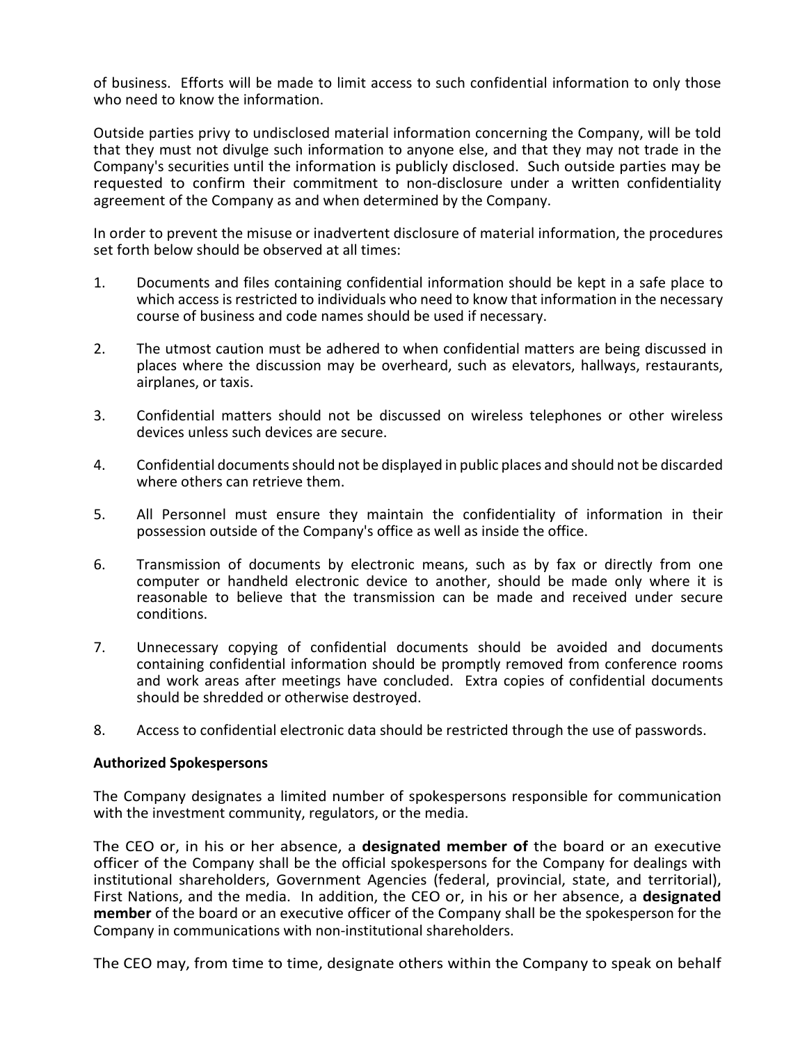of business. Efforts will be made to limit access to such confidential information to only those who need to know the information.

Outside parties privy to undisclosed material information concerning the Company, will be told that they must not divulge such information to anyone else, and that they may not trade in the Company's securities until the information is publicly disclosed. Such outside parties may be requested to confirm their commitment to non-disclosure under a written confidentiality agreement of the Company as and when determined by the Company.

In order to prevent the misuse or inadvertent disclosure of material information, the procedures set forth below should be observed at all times:

1. Documents and files containing confidential information should be kept in a safe place to which access is restricted to individuals who need to know that information in the necessary course of business and code names should be used if necessary.

2. The utmost caution must be adhered to when confidential matters are being discussed in places where the discussion may be overheard, such as elevators, hallways, restaurants, airplanes, or taxis.

3. Confidential matters should not be discussed on wireless telephones or other wireless devices unless such devices are secure.

4. Confidential documents should not be displayed in public places and should not be discarded where others can retrieve them.

5. All Personnel must ensure they maintain the confidentiality of information in their possession outside of the Company's office as well as inside the office.

6. Transmission of documents by electronic means, such as by fax or directly from one computer or handheld electronic device to another, should be made only where it is reasonable to believe that the transmission can be made and received under secure conditions.

7. Unnecessary copying of confidential documents should be avoided and documents containing confidential information should be promptly removed from conference rooms and work areas after meetings have concluded. Extra copies of confidential documents should be shredded or otherwise destroyed.

8. Access to confidential electronic data should be restricted through the use of passwords.

**Authorized Spokespersons**

The Company designates a limited number of spokespersons responsible for communication with the investment community, regulators, or the media.

The CEO or, in his or her absence, a **designated member of** the board or an executive officer of the Company shall be the official spokespersons for the Company for dealings with institutional shareholders, Government Agencies (federal, provincial, state, and territorial), First Nations, and the media. In addition, the CEO or, in his or her absence, a **designated member** of the board or an executive officer of the Company shall be the spokesperson for the Company in communications with non-institutional shareholders.

The CEO may, from time to time, designate others within the Company to speak on behalf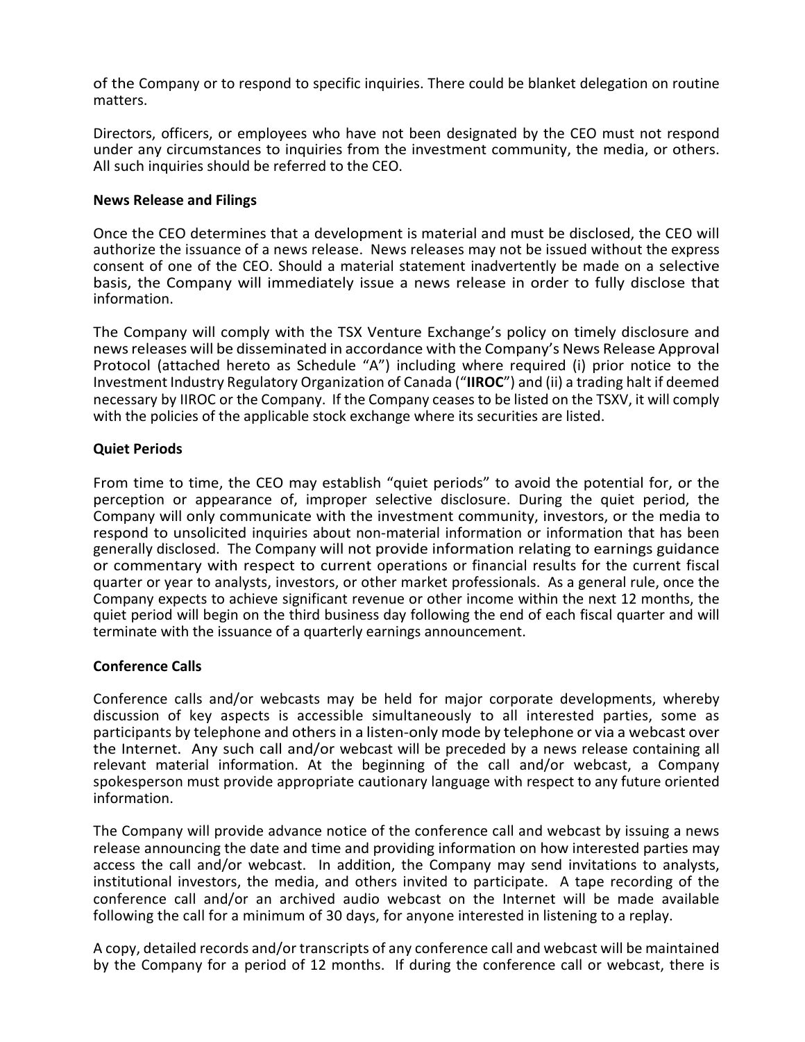of the Company or to respond to specific inquiries. There could be blanket delegation on routine matters.

Directors, officers, or employees who have not been designated by the CEO must not respond under any circumstances to inquiries from the investment community, the media, or others. All such inquiries should be referred to the CEO.

**News Release and Filings**

Once the CEO determines that a development is material and must be disclosed, the CEO will authorize the issuance of a news release. News releases may not be issued without the express consent of one of the CEO. Should a material statement inadvertently be made on a selective basis, the Company will immediately issue a news release in order to fully disclose that information.

The Company will comply with the TSX Venture Exchange's policy on timely disclosure and news releases will be disseminated in accordance with the Company's News Release Approval Protocol (attached hereto as Schedule "A") including where required (i) prior notice to the Investment Industry Regulatory Organization of Canada ("**IIROC**") and (ii) a trading halt if deemed necessary by IIROC or the Company. If the Company ceases to be listed on the TSXV, it will comply with the policies of the applicable stock exchange where its securities are listed.

**Quiet Periods**

From time to time, the CEO may establish "quiet periods" to avoid the potential for, or the perception or appearance of, improper selective disclosure. During the quiet period, the Company will only communicate with the investment community, investors, or the media to respond to unsolicited inquiries about non-material information or information that has been generally disclosed. The Company will not provide information relating to earnings guidance or commentary with respect to current operations or financial results for the current fiscal quarter or year to analysts, investors, or other market professionals. As a general rule, once the Company expects to achieve significant revenue or other income within the next 12 months, the quiet period will begin on the third business day following the end of each fiscal quarter and will terminate with the issuance of a quarterly earnings announcement.

**Conference Calls**

Conference calls and/or webcasts may be held for major corporate developments, whereby discussion of key aspects is accessible simultaneously to all interested parties, some as participants by telephone and others in a listen-only mode by telephone or via a webcast over the Internet. Any such call and/or webcast will be preceded by a news release containing all relevant material information. At the beginning of the call and/or webcast, a Company spokesperson must provide appropriate cautionary language with respect to any future oriented information.

The Company will provide advance notice of the conference call and webcast by issuing a news release announcing the date and time and providing information on how interested parties may access the call and/or webcast. In addition, the Company may send invitations to analysts, institutional investors, the media, and others invited to participate. A tape recording of the conference call and/or an archived audio webcast on the Internet will be made available following the call for a minimum of 30 days, for anyone interested in listening to a replay.

A copy, detailed records and/or transcripts of any conference call and webcast will be maintained by the Company for a period of 12 months. If during the conference call or webcast, there is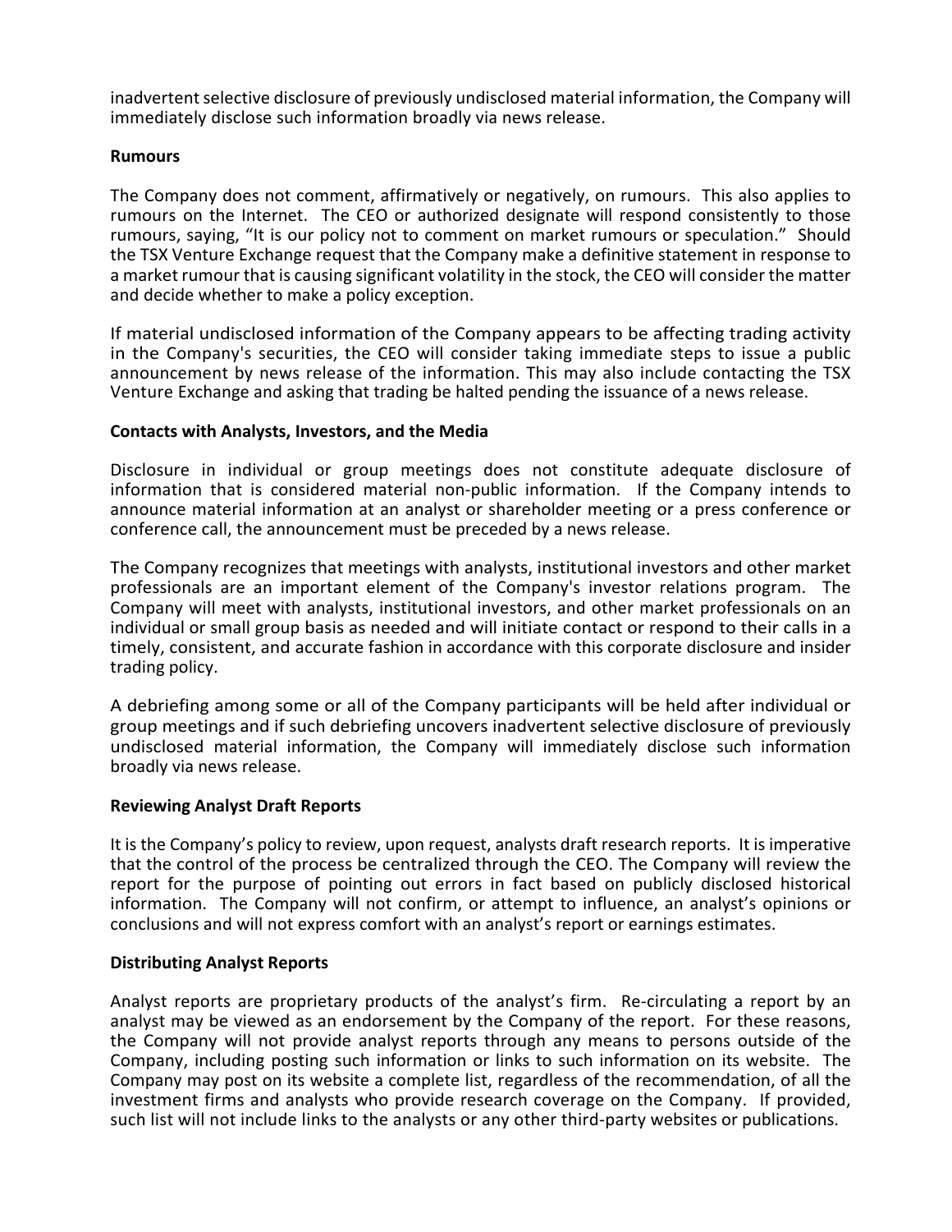inadvertent selective disclosure of previously undisclosed material information, the Company will immediately disclose such information broadly via news release.

**Rumours**

The Company does not comment, affirmatively or negatively, on rumours. This also applies to rumours on the Internet. The CEO or authorized designate will respond consistently to those rumours, saying, "It is our policy not to comment on market rumours or speculation." Should the TSX Venture Exchange request that the Company make a definitive statement in response to a market rumour that is causing significant volatility in the stock, the CEO will consider the matter and decide whether to make a policy exception.

If material undisclosed information of the Company appears to be affecting trading activity in the Company's securities, the CEO will consider taking immediate steps to issue a public announcement by news release of the information. This may also include contacting the TSX Venture Exchange and asking that trading be halted pending the issuance of a news release.

**Contacts with Analysts, Investors, and the Media**

Disclosure in individual or group meetings does not constitute adequate disclosure of information that is considered material non-public information. If the Company intends to announce material information at an analyst or shareholder meeting or a press conference or conference call, the announcement must be preceded by a news release.

The Company recognizes that meetings with analysts, institutional investors and other market professionals are an important element of the Company's investor relations program. The Company will meet with analysts, institutional investors, and other market professionals on an individual or small group basis as needed and will initiate contact or respond to their calls in a timely, consistent, and accurate fashion in accordance with this corporate disclosure and insider trading policy.

A debriefing among some or all of the Company participants will be held after individual or group meetings and if such debriefing uncovers inadvertent selective disclosure of previously undisclosed material information, the Company will immediately disclose such information broadly via news release.

**Reviewing Analyst Draft Reports**

It is the Company's policy to review, upon request, analysts draft research reports. It is imperative that the control of the process be centralized through the CEO. The Company will review the report for the purpose of pointing out errors in fact based on publicly disclosed historical information. The Company will not confirm, or attempt to influence, an analyst's opinions or conclusions and will not express comfort with an analyst's report or earnings estimates.

**Distributing Analyst Reports**

Analyst reports are proprietary products of the analyst's firm. Re-circulating a report by an analyst may be viewed as an endorsement by the Company of the report. For these reasons, the Company will not provide analyst reports through any means to persons outside of the Company, including posting such information or links to such information on its website. The Company may post on its website a complete list, regardless of the recommendation, of all the investment firms and analysts who provide research coverage on the Company. If provided, such list will not include links to the analysts or any other third-party websites or publications.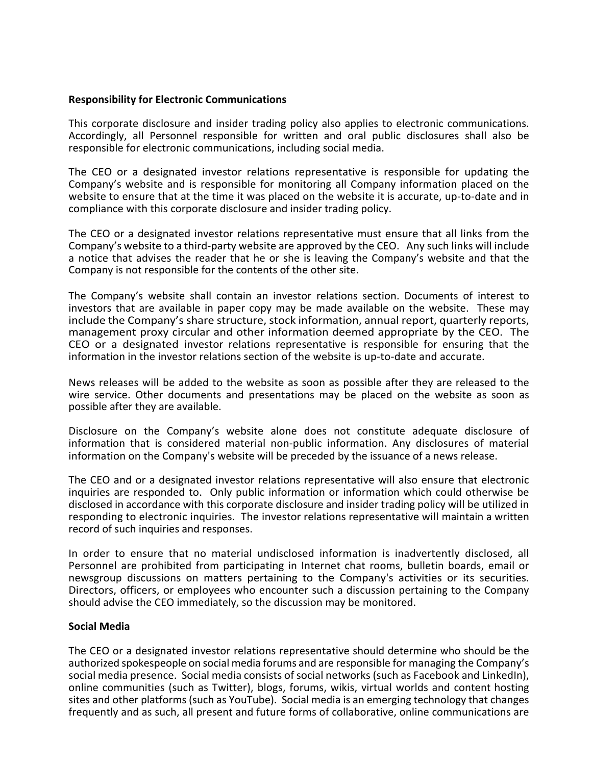**Responsibility for Electronic Communications**

This corporate disclosure and insider trading policy also applies to electronic communications. Accordingly, all Personnel responsible for written and oral public disclosures shall also be responsible for electronic communications, including social media.

The CEO or a designated investor relations representative is responsible for updating the Company's website and is responsible for monitoring all Company information placed on the website to ensure that at the time it was placed on the website it is accurate, up-to-date and in compliance with this corporate disclosure and insider trading policy.

The CEO or a designated investor relations representative must ensure that all links from the Company's website to a third-party website are approved by the CEO. Any such links will include a notice that advises the reader that he or she is leaving the Company's website and that the Company is not responsible for the contents of the other site.

The Company's website shall contain an investor relations section. Documents of interest to investors that are available in paper copy may be made available on the website. These may include the Company's share structure, stock information, annual report, quarterly reports, management proxy circular and other information deemed appropriate by the CEO. The CEO or a designated investor relations representative is responsible for ensuring that the information in the investor relations section of the website is up-to-date and accurate.

News releases will be added to the website as soon as possible after they are released to the wire service. Other documents and presentations may be placed on the website as soon as possible after they are available.

Disclosure on the Company's website alone does not constitute adequate disclosure of information that is considered material non-public information. Any disclosures of material information on the Company's website will be preceded by the issuance of a news release.

The CEO and or a designated investor relations representative will also ensure that electronic inquiries are responded to. Only public information or information which could otherwise be disclosed in accordance with this corporate disclosure and insider trading policy will be utilized in responding to electronic inquiries. The investor relations representative will maintain a written record of such inquiries and responses.

In order to ensure that no material undisclosed information is inadvertently disclosed, all Personnel are prohibited from participating in Internet chat rooms, bulletin boards, email or newsgroup discussions on matters pertaining to the Company's activities or its securities. Directors, officers, or employees who encounter such a discussion pertaining to the Company should advise the CEO immediately, so the discussion may be monitored.

**Social Media**

The CEO or a designated investor relations representative should determine who should be the authorized spokespeople on social media forums and are responsible for managing the Company's social media presence. Social media consists of social networks (such as Facebook and LinkedIn), online communities (such as Twitter), blogs, forums, wikis, virtual worlds and content hosting sites and other platforms (such as YouTube). Social media is an emerging technology that changes frequently and as such, all present and future forms of collaborative, online communications are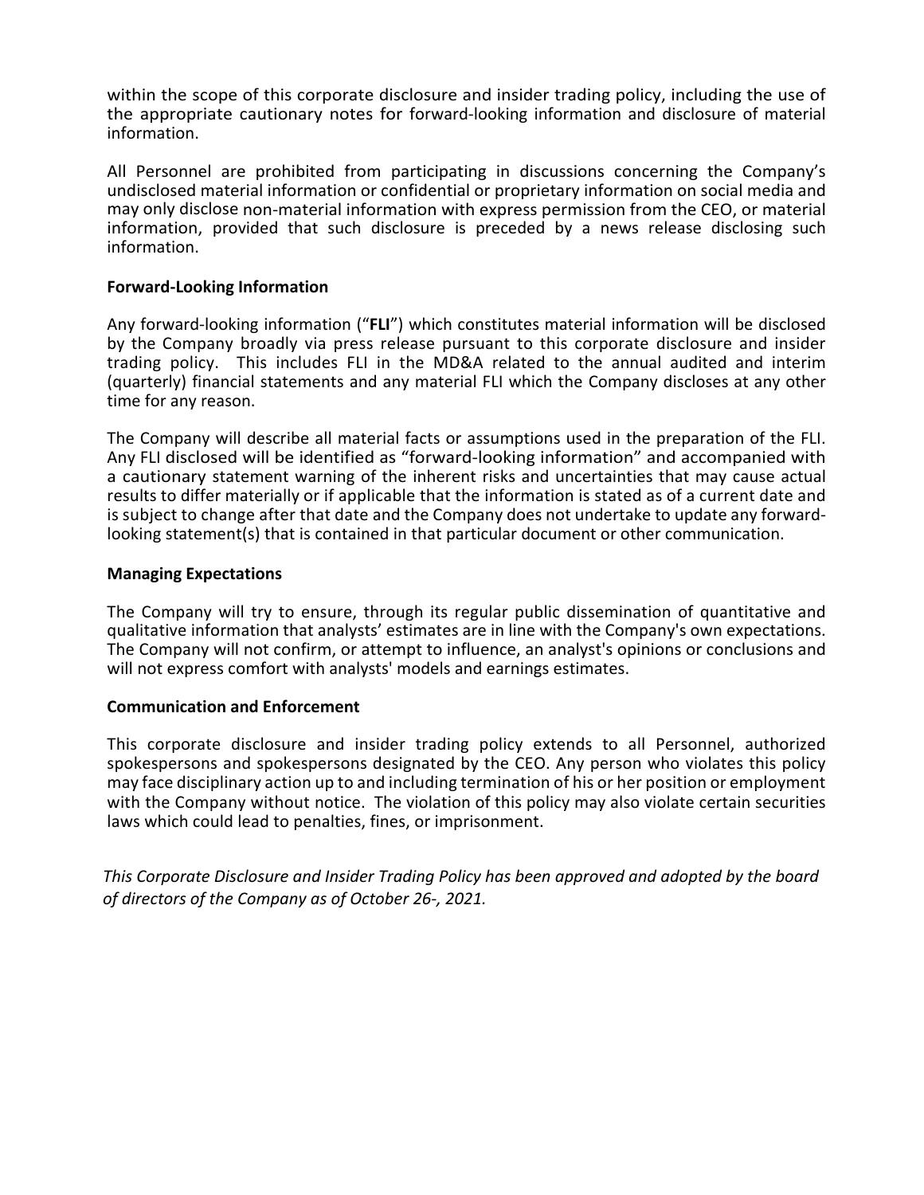within the scope of this corporate disclosure and insider trading policy, including the use of the appropriate cautionary notes for forward-looking information and disclosure of material information.

All Personnel are prohibited from participating in discussions concerning the Company's undisclosed material information or confidential or proprietary information on social media and may only disclose non-material information with express permission from the CEO, or material information, provided that such disclosure is preceded by a news release disclosing such information.

**Forward-Looking Information**

Any forward-looking information ("**FLI**") which constitutes material information will be disclosed by the Company broadly via press release pursuant to this corporate disclosure and insider trading policy. This includes FLI in the MD&A related to the annual audited and interim (quarterly) financial statements and any material FLI which the Company discloses at any other time for any reason.

The Company will describe all material facts or assumptions used in the preparation of the FLI. Any FLI disclosed will be identified as "forward-looking information" and accompanied with a cautionary statement warning of the inherent risks and uncertainties that may cause actual results to differ materially or if applicable that the information is stated as of a current date and is subject to change after that date and the Company does not undertake to update any forward-looking statement(s) that is contained in that particular document or other communication.

**Managing Expectations**

The Company will try to ensure, through its regular public dissemination of quantitative and qualitative information that analysts' estimates are in line with the Company's own expectations. The Company will not confirm, or attempt to influence, an analyst's opinions or conclusions and will not express comfort with analysts' models and earnings estimates.

**Communication and Enforcement**

This corporate disclosure and insider trading policy extends to all Personnel, authorized spokespersons and spokespersons designated by the CEO. Any person who violates this policy may face disciplinary action up to and including termination of his or her position or employment with the Company without notice. The violation of this policy may also violate certain securities laws which could lead to penalties, fines, or imprisonment.

*This Corporate Disclosure and Insider Trading Policy has been approved and adopted by the board of directors of the Company as of October 26-, 2021.*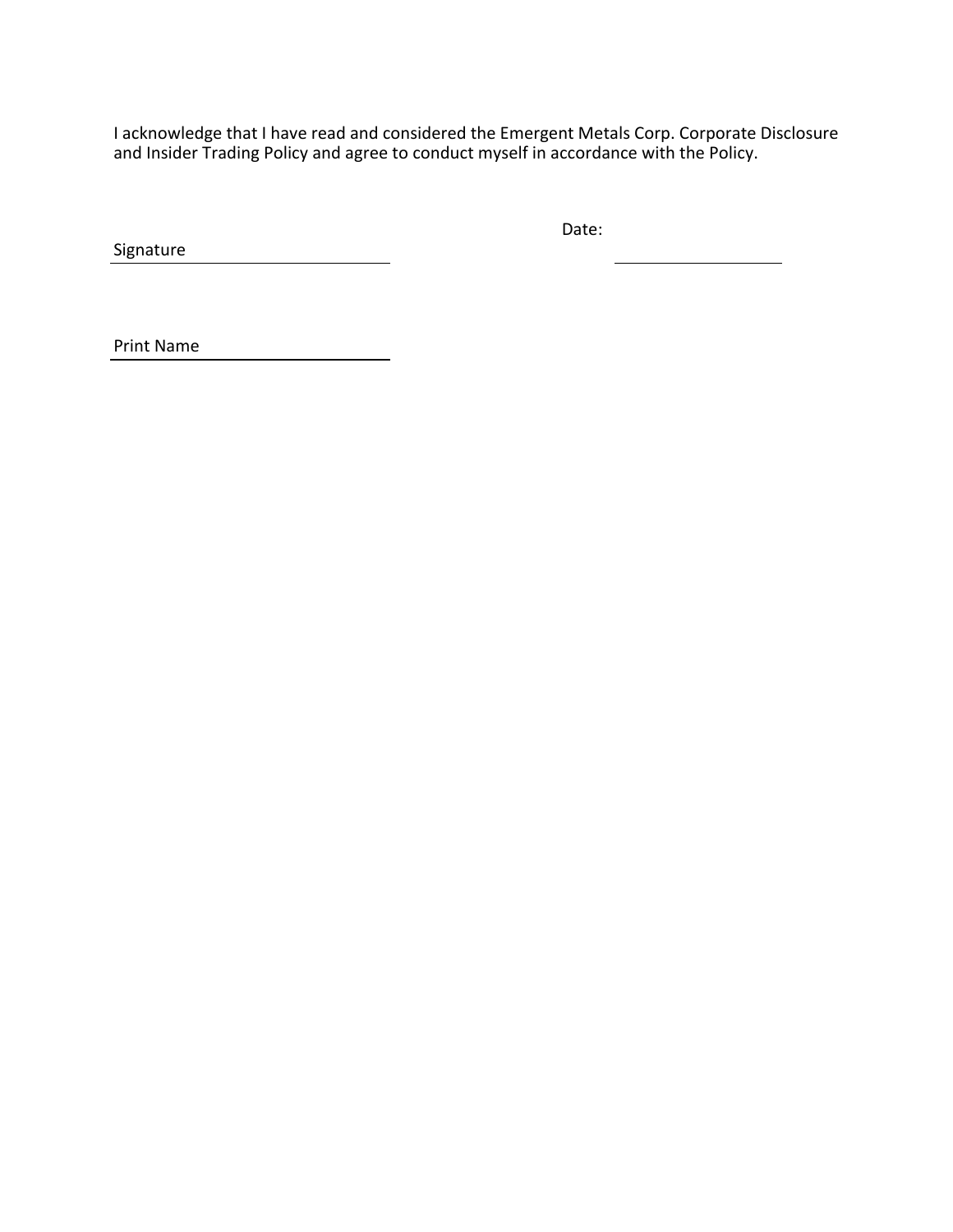I acknowledge that I have read and considered the Emergent Metals Corp. Corporate Disclosure and Insider Trading Policy and agree to conduct myself in accordance with the Policy.

Signature \_\_\_\_\_\_\_\_\_\_\_\_\_\_\_\_\_\_\_\_\_\_\_\_ Date: \_\_\_\_\_\_\_\_\_\_\_\_\_\_\_\_

Print Name \_\_\_\_\_\_\_\_\_\_\_\_\_\_\_\_\_\_\_\_\_\_\_\_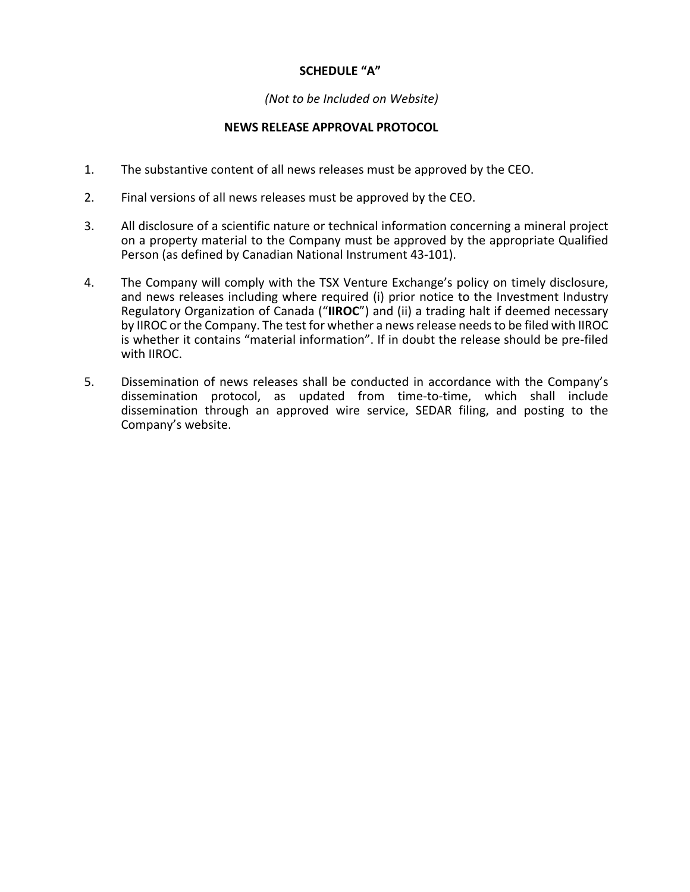**SCHEDULE "A"**

*(Not to be Included on Website)*

**NEWS RELEASE APPROVAL PROTOCOL**

1. The substantive content of all news releases must be approved by the CEO.

2. Final versions of all news releases must be approved by the CEO.

3. All disclosure of a scientific nature or technical information concerning a mineral project on a property material to the Company must be approved by the appropriate Qualified Person (as defined by Canadian National Instrument 43-101).

4. The Company will comply with the TSX Venture Exchange's policy on timely disclosure, and news releases including where required (i) prior notice to the Investment Industry Regulatory Organization of Canada ("**IIROC**") and (ii) a trading halt if deemed necessary by IIROC or the Company. The test for whether a news release needs to be filed with IIROC is whether it contains "material information". If in doubt the release should be pre-filed with IIROC.

5. Dissemination of news releases shall be conducted in accordance with the Company's dissemination protocol, as updated from time-to-time, which shall include dissemination through an approved wire service, SEDAR filing, and posting to the Company's website.